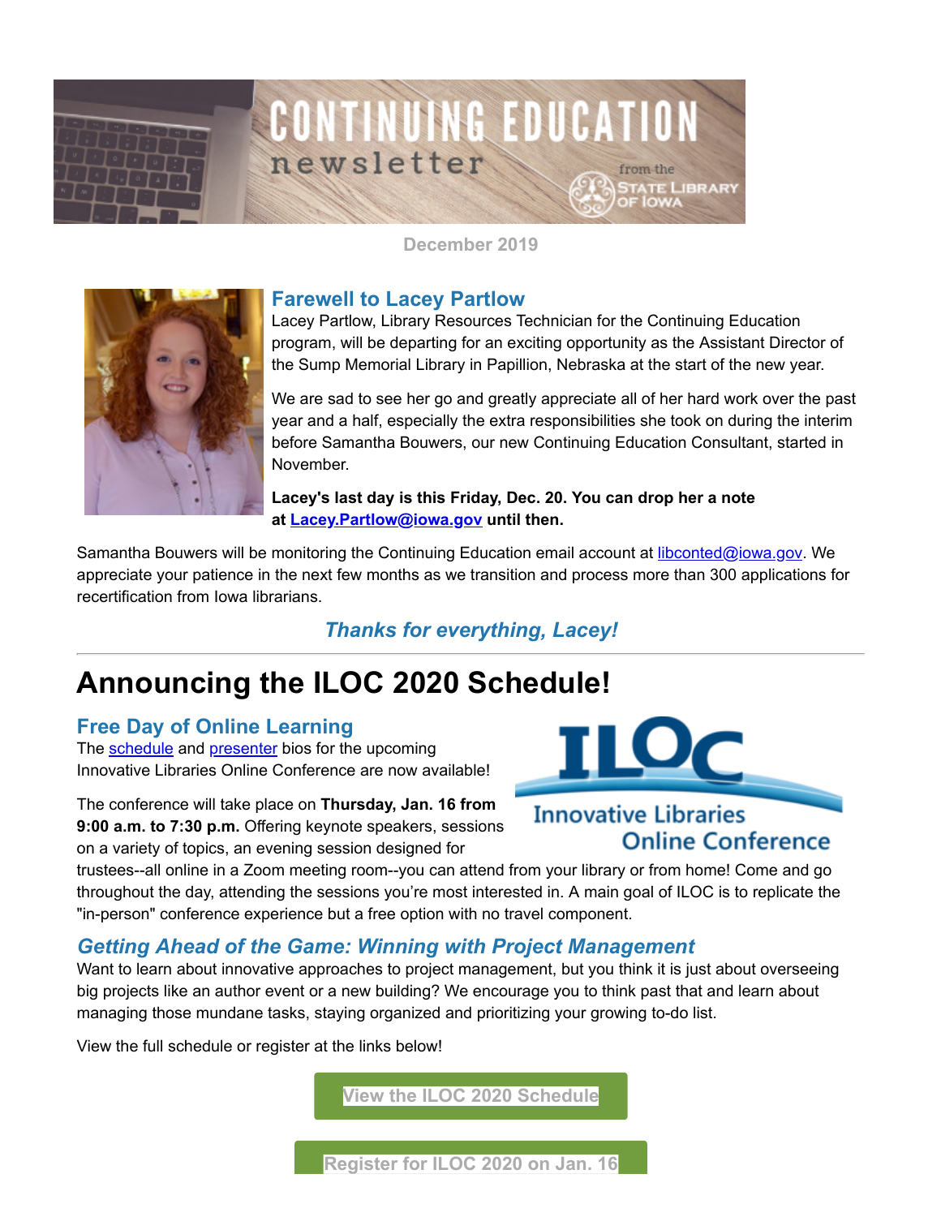# CONTINUING EDUCATION newsletter

from the State Library of Iowa

December 2019

## Farewell to Lacey Partlow

Lacey Partlow, Library Resources Technician for the Continuing Education program, will be departing for an exciting opportunity as the Assistant Director of the Sump Memorial Library in Papillion, Nebraska at the start of the new year.

We are sad to see her go and greatly appreciate all of her hard work over the past year and a half, especially the extra responsibilities she took on during the interim before Samantha Bouwers, our new Continuing Education Consultant, started in November.

**Lacey's last day is this Friday, Dec. 20. You can drop her a note at Lacey.Partlow@iowa.gov until then.**

Samantha Bouwers will be monitoring the Continuing Education email account at libconted@iowa.gov. We appreciate your patience in the next few months as we transition and process more than 300 applications for recertification from Iowa librarians.

***Thanks for everything, Lacey!***

---

# Announcing the ILOC 2020 Schedule!

ILOC Innovative Libraries Online Conference

## Free Day of Online Learning

The schedule and presenter bios for the upcoming Innovative Libraries Online Conference are now available!

The conference will take place on **Thursday, Jan. 16 from 9:00 a.m. to 7:30 p.m.** Offering keynote speakers, sessions on a variety of topics, an evening session designed for trustees--all online in a Zoom meeting room--you can attend from your library or from home! Come and go throughout the day, attending the sessions you're most interested in. A main goal of ILOC is to replicate the "in-person" conference experience but a free option with no travel component.

## *Getting Ahead of the Game: Winning with Project Management*

Want to learn about innovative approaches to project management, but you think it is just about overseeing big projects like an author event or a new building? We encourage you to think past that and learn about managing those mundane tasks, staying organized and prioritizing your growing to-do list.

View the full schedule or register at the links below!

View the ILOC 2020 Schedule

Register for ILOC 2020 on Jan. 16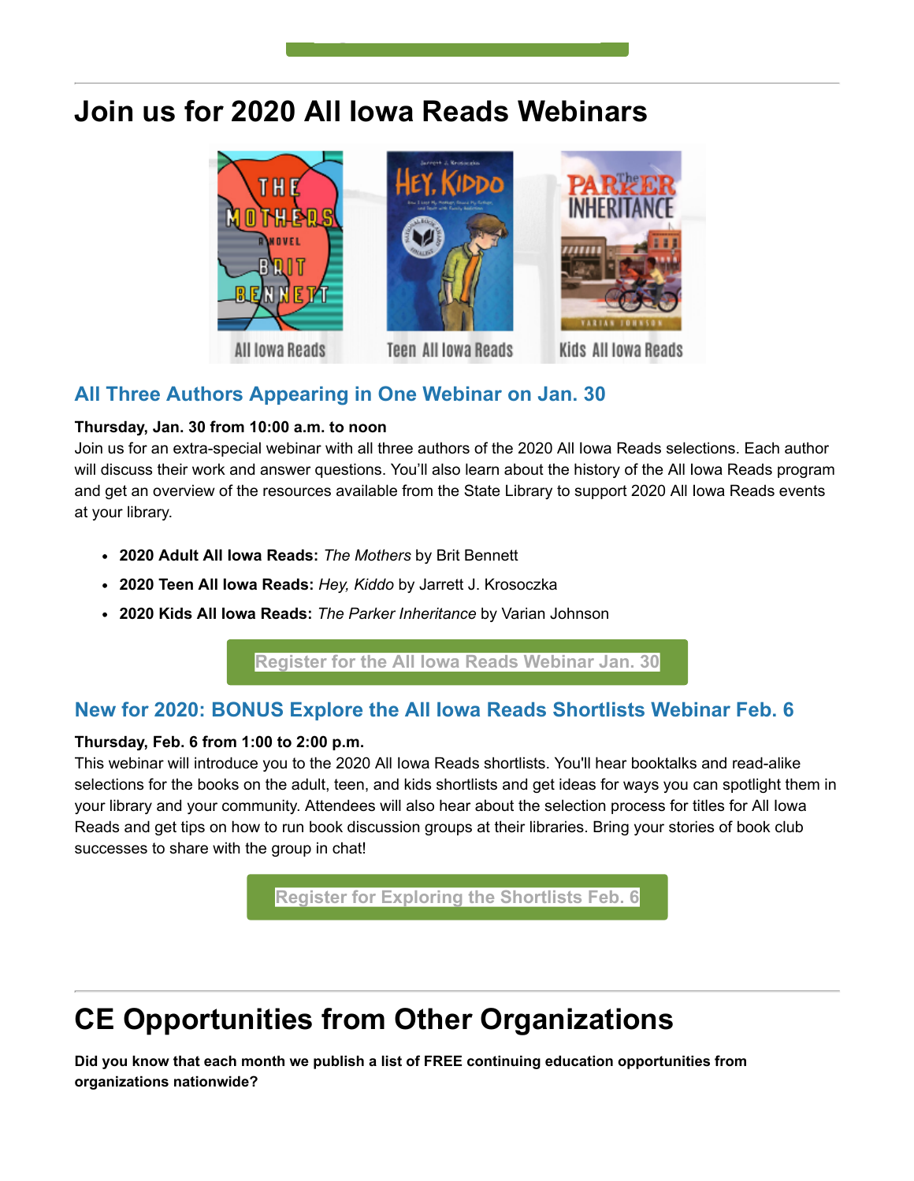# Join us for 2020 All Iowa Reads Webinars

## All Three Authors Appearing in One Webinar on Jan. 30

**Thursday, Jan. 30 from 10:00 a.m. to noon**
Join us for an extra-special webinar with all three authors of the 2020 All Iowa Reads selections. Each author will discuss their work and answer questions. You'll also learn about the history of the All Iowa Reads program and get an overview of the resources available from the State Library to support 2020 All Iowa Reads events at your library.

- **2020 Adult All Iowa Reads:** *The Mothers* by Brit Bennett
- **2020 Teen All Iowa Reads:** *Hey, Kiddo* by Jarrett J. Krosoczka
- **2020 Kids All Iowa Reads:** *The Parker Inheritance* by Varian Johnson

Register for the All Iowa Reads Webinar Jan. 30

## New for 2020: BONUS Explore the All Iowa Reads Shortlists Webinar Feb. 6

**Thursday, Feb. 6 from 1:00 to 2:00 p.m.**
This webinar will introduce you to the 2020 All Iowa Reads shortlists. You'll hear booktalks and read-alike selections for the books on the adult, teen, and kids shortlists and get ideas for ways you can spotlight them in your library and your community. Attendees will also hear about the selection process for titles for All Iowa Reads and get tips on how to run book discussion groups at their libraries. Bring your stories of book club successes to share with the group in chat!

Register for Exploring the Shortlists Feb. 6

# CE Opportunities from Other Organizations

**Did you know that each month we publish a list of FREE continuing education opportunities from organizations nationwide?**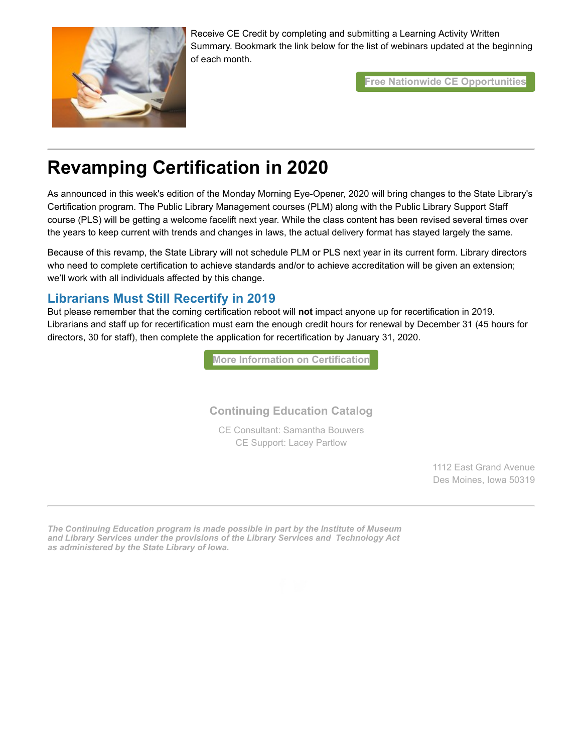Receive CE Credit by completing and submitting a Learning Activity Written Summary. Bookmark the link below for the list of webinars updated at the beginning of each month.

Free Nationwide CE Opportunities

# Revamping Certification in 2020

As announced in this week's edition of the Monday Morning Eye-Opener, 2020 will bring changes to the State Library's Certification program. The Public Library Management courses (PLM) along with the Public Library Support Staff course (PLS) will be getting a welcome facelift next year. While the class content has been revised several times over the years to keep current with trends and changes in laws, the actual delivery format has stayed largely the same.

Because of this revamp, the State Library will not schedule PLM or PLS next year in its current form. Library directors who need to complete certification to achieve standards and/or to achieve accreditation will be given an extension; we'll work with all individuals affected by this change.

## Librarians Must Still Recertify in 2019

But please remember that the coming certification reboot will **not** impact anyone up for recertification in 2019. Librarians and staff up for recertification must earn the enough credit hours for renewal by December 31 (45 hours for directors, 30 for staff), then complete the application for recertification by January 31, 2020.

More Information on Certification

Continuing Education Catalog

CE Consultant: Samantha Bouwers
CE Support: Lacey Partlow

1112 East Grand Avenue
Des Moines, Iowa 50319

*The Continuing Education program is made possible in part by the Institute of Museum and Library Services under the provisions of the Library Services and Technology Act as administered by the State Library of Iowa.*